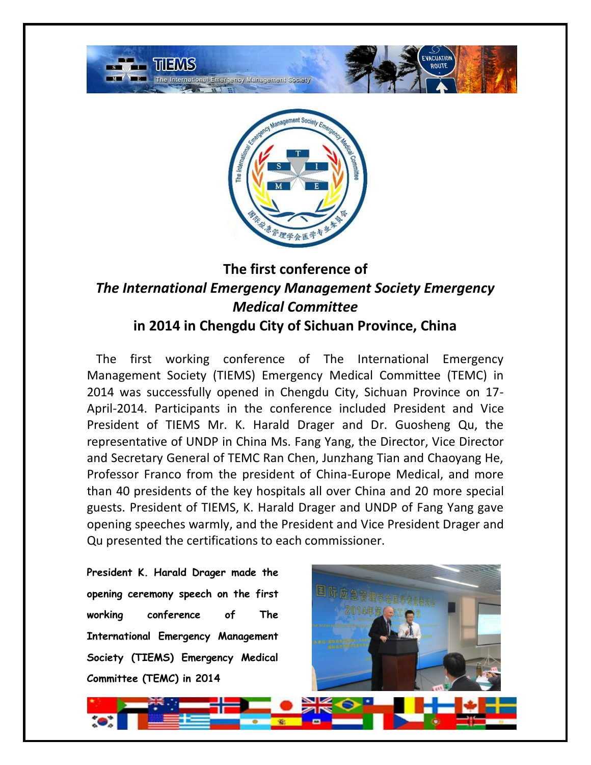# The first conference of *The International Emergency Management Society Emergency Medical Committee* in 2014 in Chengdu City of Sichuan Province, China

The first working conference of The International Emergency Management Society (TIEMS) Emergency Medical Committee (TEMC) in 2014 was successfully opened in Chengdu City, Sichuan Province on 17-April-2014. Participants in the conference included President and Vice President of TIEMS Mr. K. Harald Drager and Dr. Guosheng Qu, the representative of UNDP in China Ms. Fang Yang, the Director, Vice Director and Secretary General of TEMC Ran Chen, Junzhang Tian and Chaoyang He, Professor Franco from the president of China-Europe Medical, and more than 40 presidents of the key hospitals all over China and 20 more special guests. President of TIEMS, K. Harald Drager and UNDP of Fang Yang gave opening speeches warmly, and the President and Vice President Drager and Qu presented the certifications to each commissioner.

**President K. Harald Drager made the opening ceremony speech on the first working conference of The International Emergency Management Society (TIEMS) Emergency Medical Committee (TEMC) in 2014**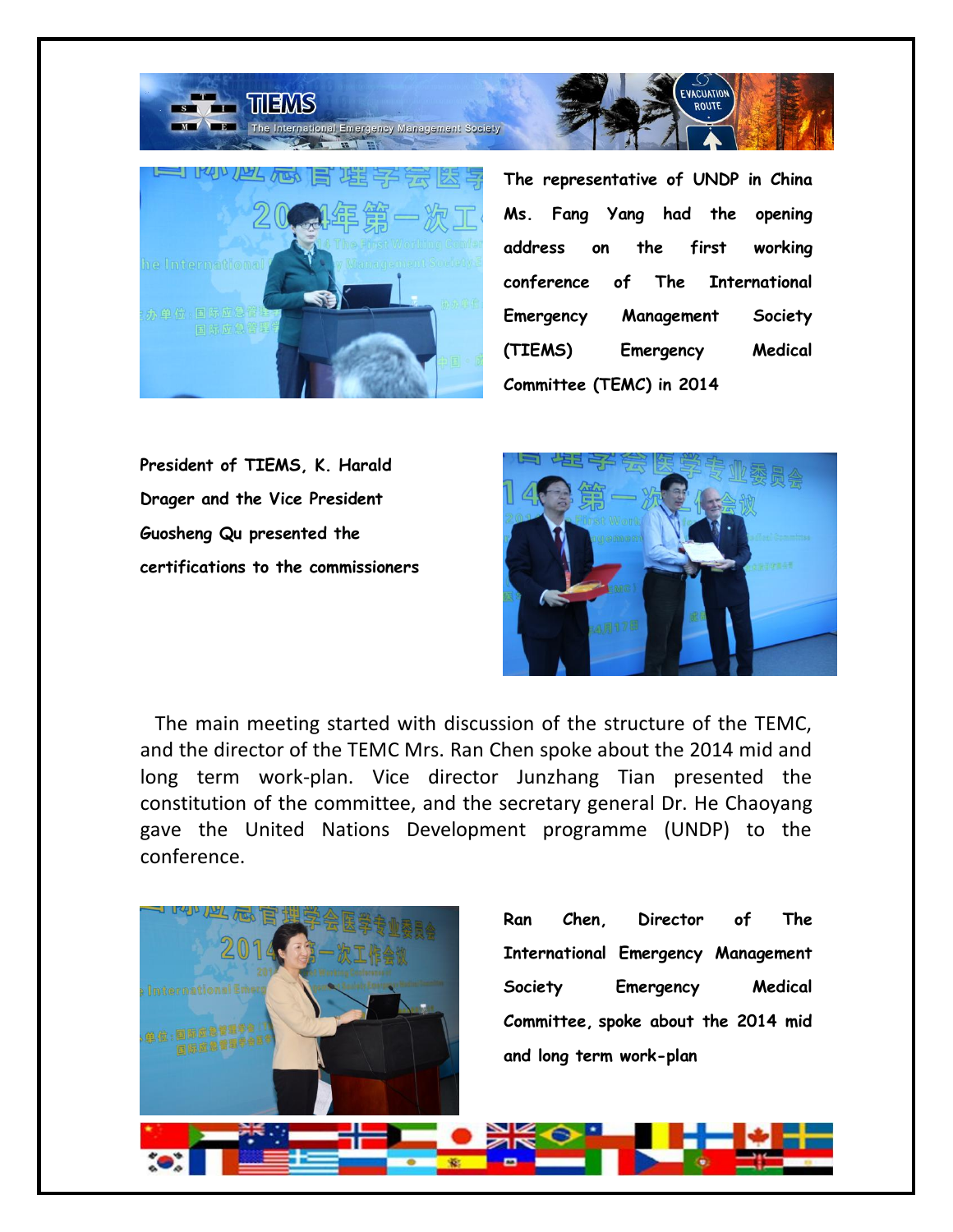**The representative of UNDP in China Ms. Fang Yang had the opening address on the first working conference of The International Emergency Management Society (TIEMS) Emergency Medical Committee (TEMC) in 2014**

**President of TIEMS, K. Harald Drager and the Vice President Guosheng Qu presented the certifications to the commissioners**

The main meeting started with discussion of the structure of the TEMC, and the director of the TEMC Mrs. Ran Chen spoke about the 2014 mid and long term work-plan. Vice director Junzhang Tian presented the constitution of the committee, and the secretary general Dr. He Chaoyang gave the United Nations Development programme (UNDP) to the conference.

**Ran Chen, Director of The International Emergency Management Society Emergency Medical Committee, spoke about the 2014 mid and long term work-plan**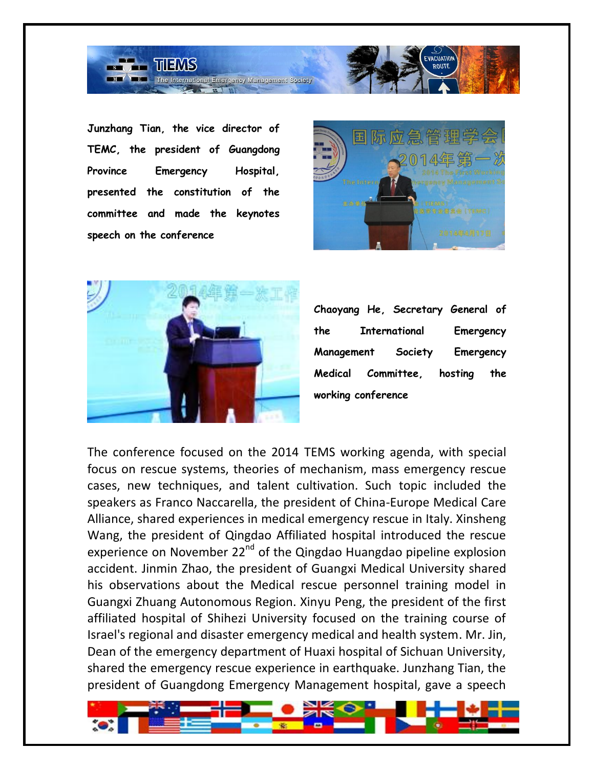**Junzhang Tian, the vice director of TEMC, the president of Guangdong Province Emergency Hospital, presented the constitution of the committee and made the keynotes speech on the conference**

**Chaoyang He, Secretary General of the International Emergency Management Society Emergency Medical Committee, hosting the working conference**

The conference focused on the 2014 TEMS working agenda, with special focus on rescue systems, theories of mechanism, mass emergency rescue cases, new techniques, and talent cultivation. Such topic included the speakers as Franco Naccarella, the president of China-Europe Medical Care Alliance, shared experiences in medical emergency rescue in Italy. Xinsheng Wang, the president of Qingdao Affiliated hospital introduced the rescue experience on November 22nd of the Qingdao Huangdao pipeline explosion accident. Jinmin Zhao, the president of Guangxi Medical University shared his observations about the Medical rescue personnel training model in Guangxi Zhuang Autonomous Region. Xinyu Peng, the president of the first affiliated hospital of Shihezi University focused on the training course of Israel's regional and disaster emergency medical and health system. Mr. Jin, Dean of the emergency department of Huaxi hospital of Sichuan University, shared the emergency rescue experience in earthquake. Junzhang Tian, the president of Guangdong Emergency Management hospital, gave a speech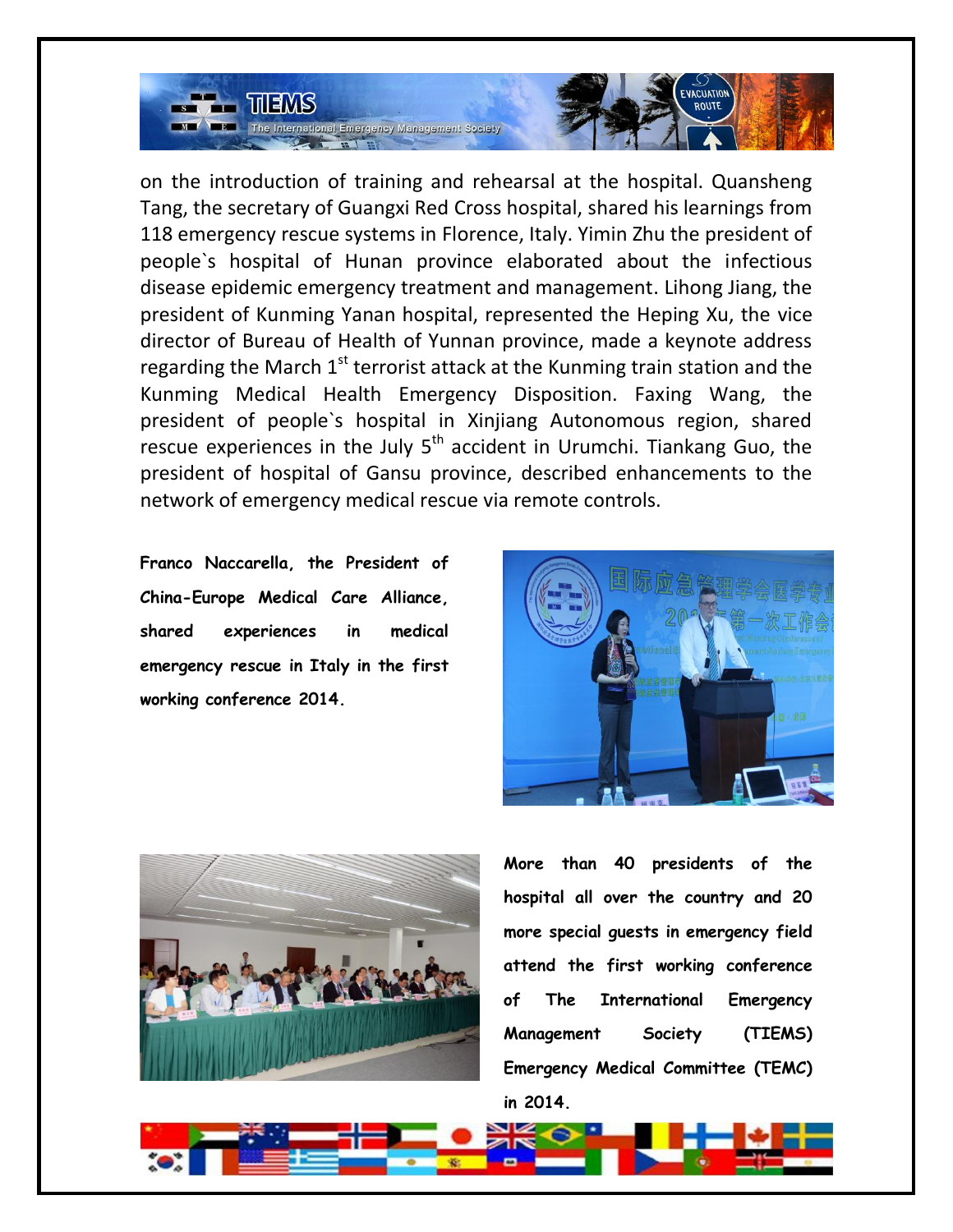on the introduction of training and rehearsal at the hospital. Quansheng Tang, the secretary of Guangxi Red Cross hospital, shared his learnings from 118 emergency rescue systems in Florence, Italy. Yimin Zhu the president of people`s hospital of Hunan province elaborated about the infectious disease epidemic emergency treatment and management. Lihong Jiang, the president of Kunming Yanan hospital, represented the Heping Xu, the vice director of Bureau of Health of Yunnan province, made a keynote address regarding the March 1st terrorist attack at the Kunming train station and the Kunming Medical Health Emergency Disposition. Faxing Wang, the president of people`s hospital in Xinjiang Autonomous region, shared rescue experiences in the July 5th accident in Urumchi. Tiankang Guo, the president of hospital of Gansu province, described enhancements to the network of emergency medical rescue via remote controls.

**Franco Naccarella, the President of China-Europe Medical Care Alliance, shared experiences in medical emergency rescue in Italy in the first working conference 2014.**

**More than 40 presidents of the hospital all over the country and 20 more special guests in emergency field attend the first working conference of The International Emergency Management Society (TIEMS) Emergency Medical Committee (TEMC) in 2014.**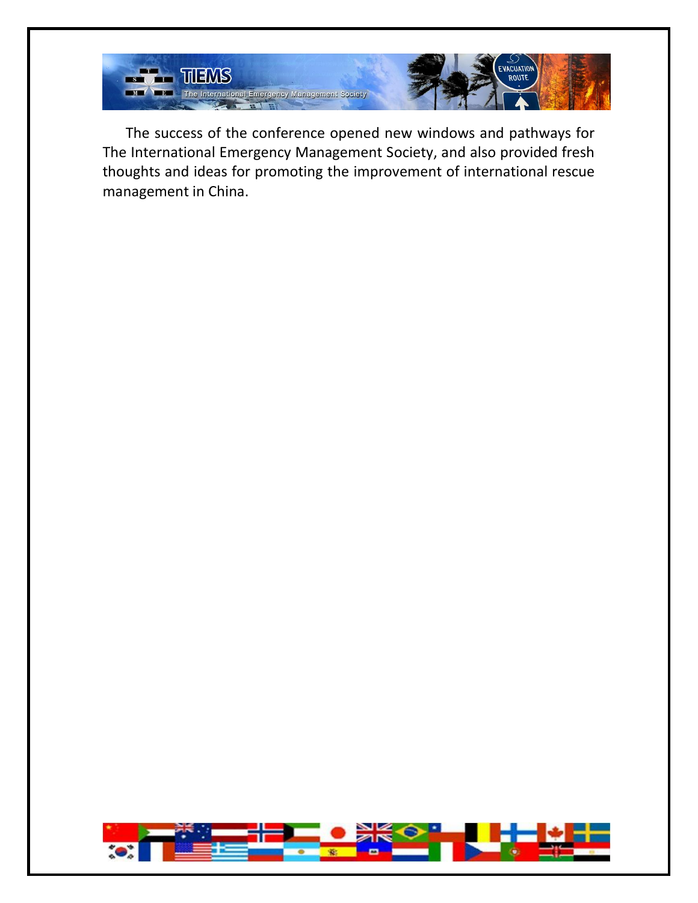The success of the conference opened new windows and pathways for The International Emergency Management Society, and also provided fresh thoughts and ideas for promoting the improvement of international rescue management in China.